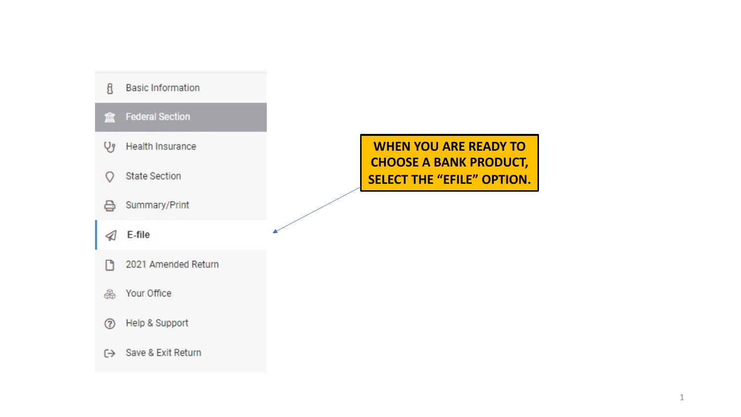- Basic Information
- Federal Section
- Health Insurance
- State Section
- Summary/Print
- E-file
- 2021 Amended Return
- Your Office
- Help & Support
- Save & Exit Return

**WHEN YOU ARE READY TO CHOOSE A BANK PRODUCT, SELECT THE "EFILE" OPTION.**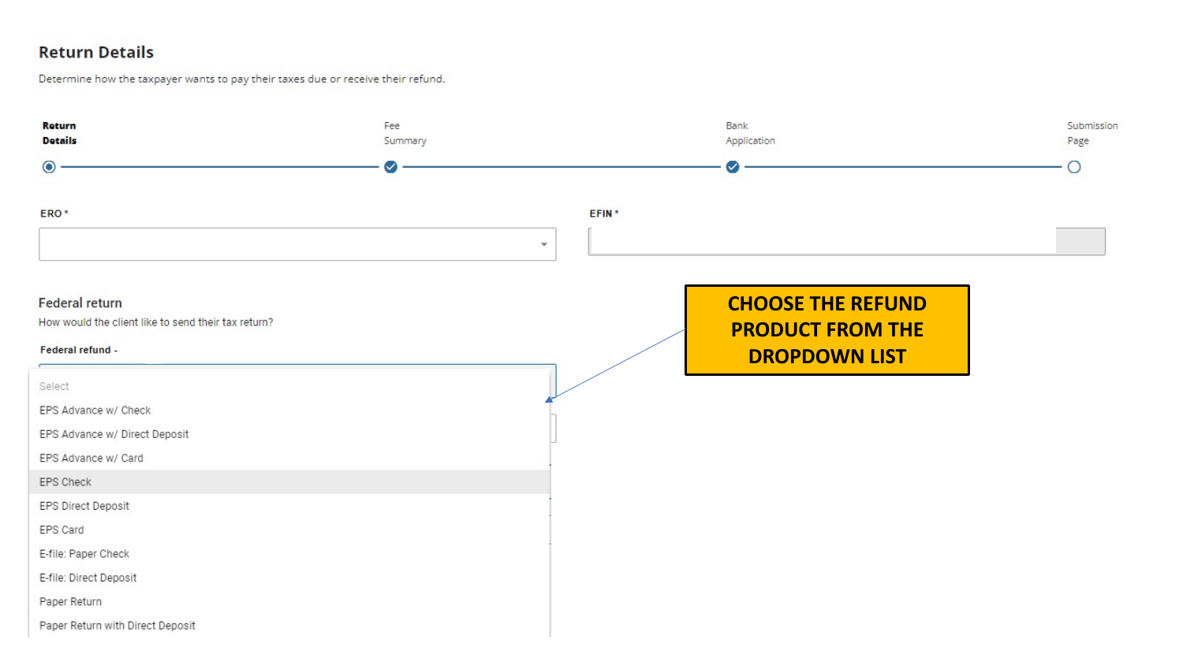## Return Details

Determine how the taxpayer wants to pay their taxes due or receive their refund.

**Return Details** — Fee Summary — Bank Application — Submission Page

**ERO** *

**EFIN** *

### Federal return

How would the client like to send their tax return?

**Federal refund -**

- Select
- EPS Advance w/ Check
- EPS Advance w/ Direct Deposit
- EPS Advance w/ Card
- EPS Check
- EPS Direct Deposit
- EPS Card
- E-file: Paper Check
- E-file: Direct Deposit
- Paper Return
- Paper Return with Direct Deposit

**CHOOSE THE REFUND PRODUCT FROM THE DROPDOWN LIST**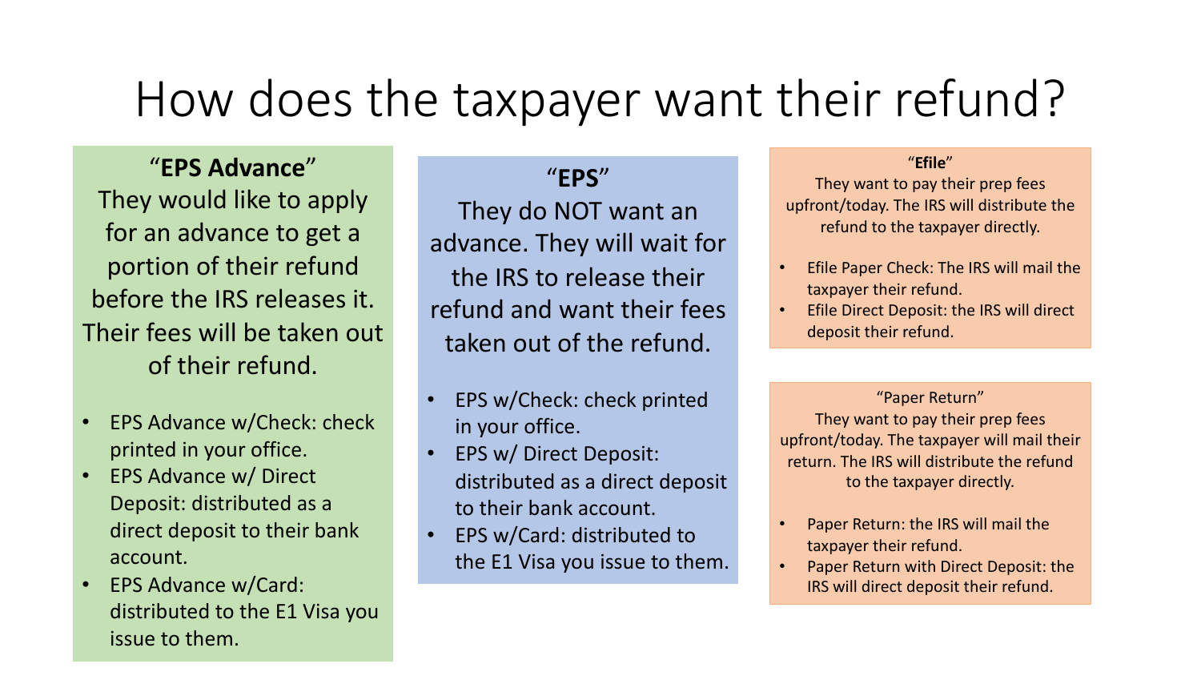# How does the taxpayer want their refund?

### "**EPS Advance**"

They would like to apply for an advance to get a portion of their refund before the IRS releases it. Their fees will be taken out of their refund.

- EPS Advance w/Check: check printed in your office.
- EPS Advance w/ Direct Deposit: distributed as a direct deposit to their bank account.
- EPS Advance w/Card: distributed to the E1 Visa you issue to them.

### "**EPS**"

They do NOT want an advance. They will wait for the IRS to release their refund and want their fees taken out of the refund.

- EPS w/Check: check printed in your office.
- EPS w/ Direct Deposit: distributed as a direct deposit to their bank account.
- EPS w/Card: distributed to the E1 Visa you issue to them.

### "**Efile**"

They want to pay their prep fees upfront/today. The IRS will distribute the refund to the taxpayer directly.

- Efile Paper Check: The IRS will mail the taxpayer their refund.
- Efile Direct Deposit: the IRS will direct deposit their refund.

### "Paper Return"

They want to pay their prep fees upfront/today. The taxpayer will mail their return. The IRS will distribute the refund to the taxpayer directly.

- Paper Return: the IRS will mail the taxpayer their refund.
- Paper Return with Direct Deposit: the IRS will direct deposit their refund.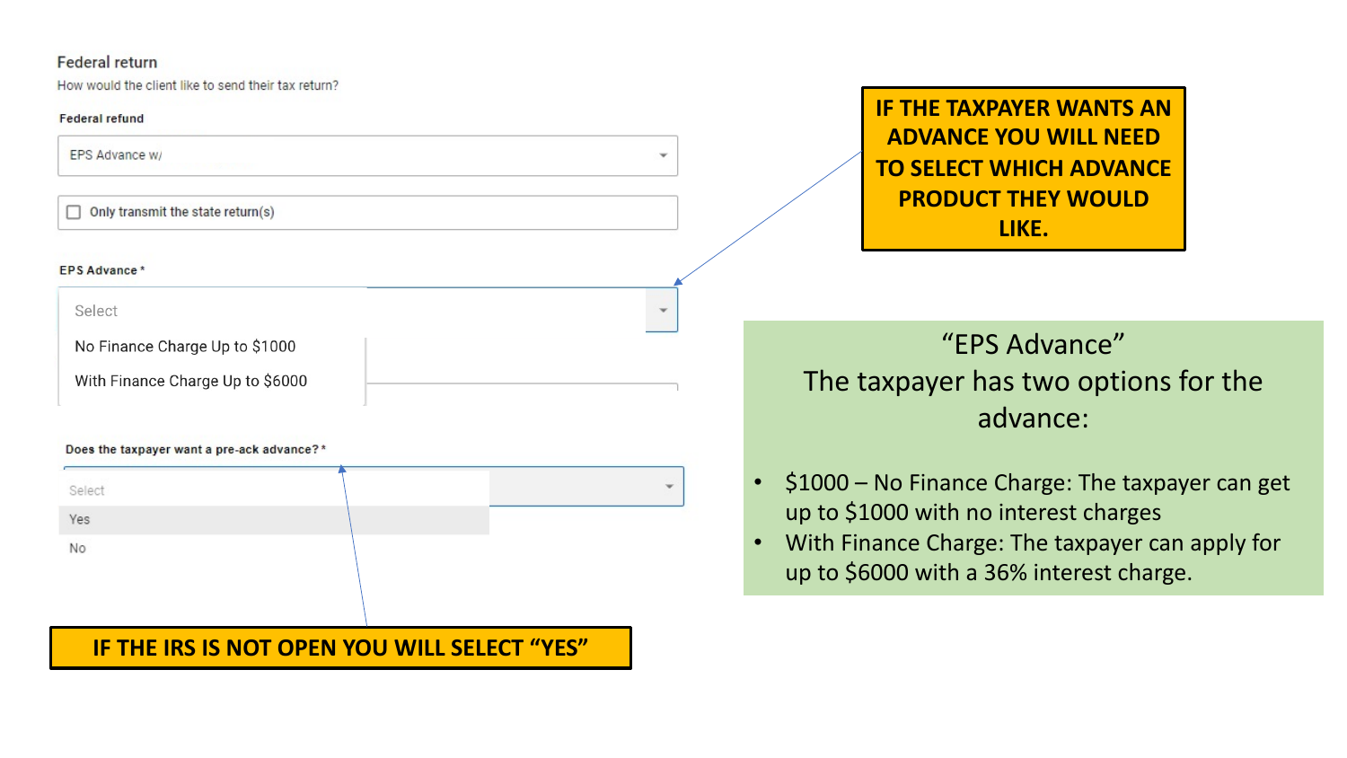Federal return

How would the client like to send their tax return?

**Federal refund**

EPS Advance w/

☐ Only transmit the state return(s)

**EPS Advance** *

Select

No Finance Charge Up to $1000

With Finance Charge Up to $6000

**Does the taxpayer want a pre-ack advance?** *

Select

Yes

No

**IF THE TAXPAYER WANTS AN ADVANCE YOU WILL NEED TO SELECT WHICH ADVANCE PRODUCT THEY WOULD LIKE.**

**IF THE IRS IS NOT OPEN YOU WILL SELECT "YES"**

"EPS Advance"

The taxpayer has two options for the advance:

- $1000 – No Finance Charge: The taxpayer can get up to $1000 with no interest charges
- With Finance Charge: The taxpayer can apply for up to $6000 with a 36% interest charge.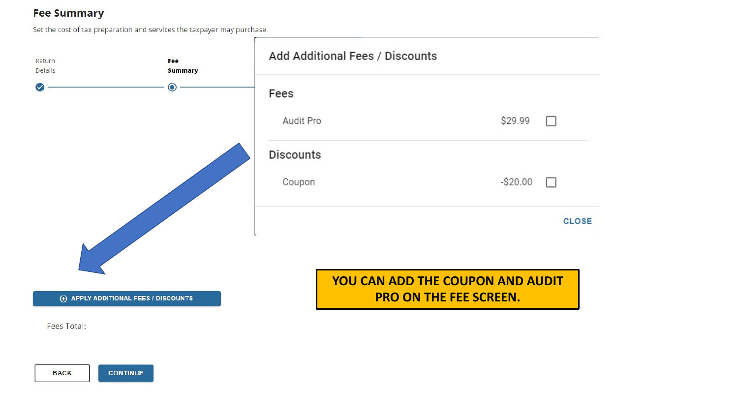## Fee Summary

Set the cost of tax preparation and services the taxpayer may purchase.

Return Details

**Fee Summary**

### Add Additional Fees / Discounts

**Fees**

| | | |
|---|---|---|
| Audit Pro | $29.99 | ☐ |

**Discounts**

| | | |
|---|---|---|
| Coupon | -$20.00 | ☐ |

CLOSE

APPLY ADDITIONAL FEES / DISCOUNTS

Fees Total:

BACK CONTINUE

**YOU CAN ADD THE COUPON AND AUDIT PRO ON THE FEE SCREEN.**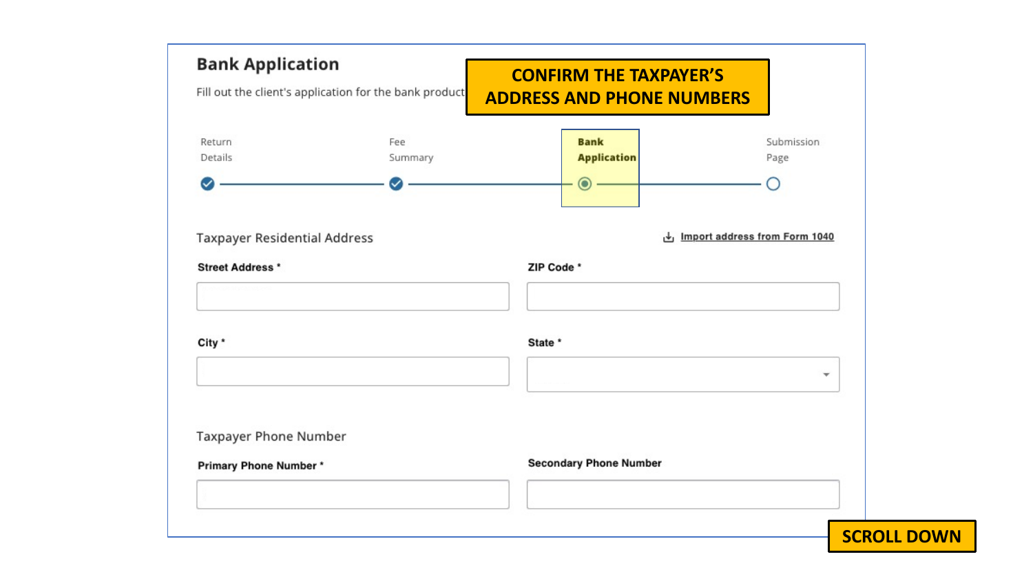## Bank Application

Fill out the client's application for the bank product

**CONFIRM THE TAXPAYER'S ADDRESS AND PHONE NUMBERS**

Return Details — Fee Summary — **Bank Application** — Submission Page

Taxpayer Residential Address

Import address from Form 1040

**Street Address** *

**ZIP Code** *

**City** *

**State** *

Taxpayer Phone Number

**Primary Phone Number** *

**Secondary Phone Number**

**SCROLL DOWN**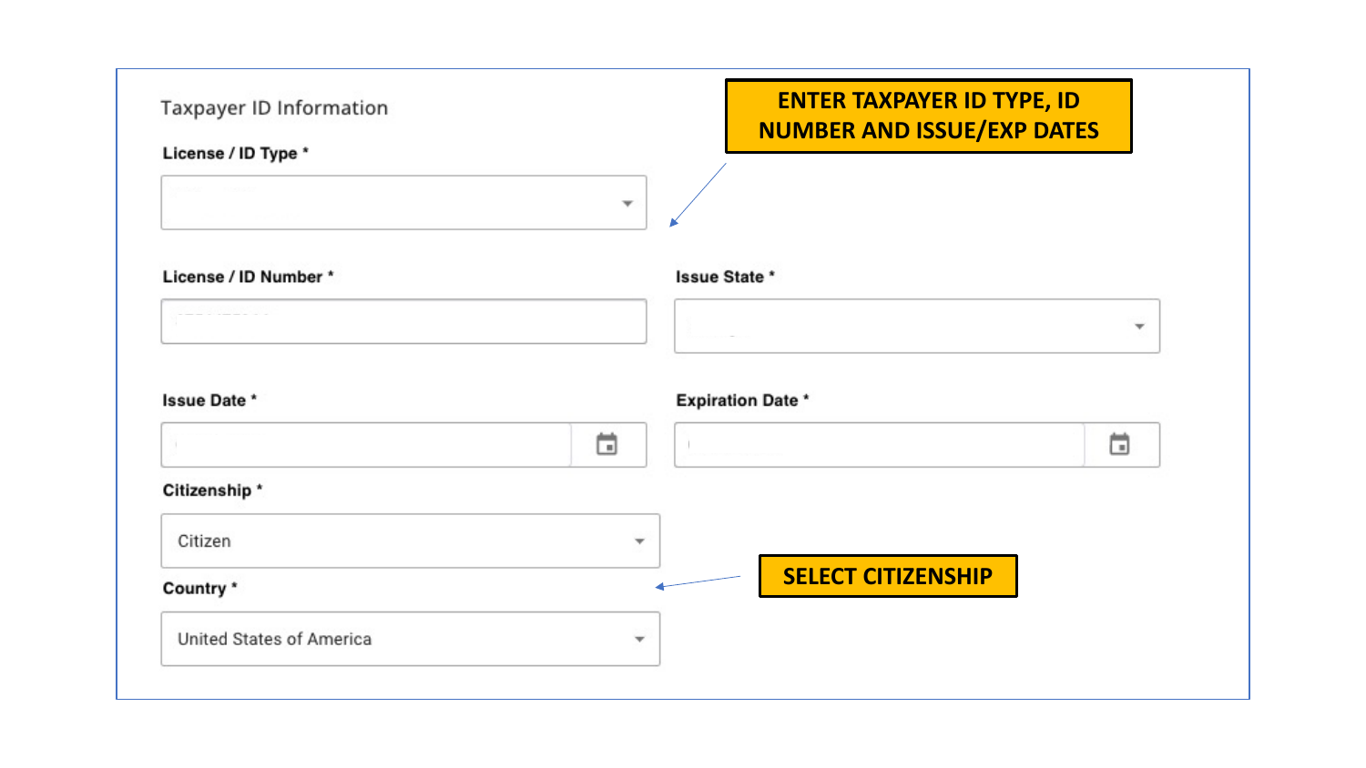Taxpayer ID Information

**ENTER TAXPAYER ID TYPE, ID NUMBER AND ISSUE/EXP DATES**

**License / ID Type ***

**License / ID Number ***

**Issue State ***

**Issue Date ***

**Expiration Date ***

**Citizenship ***

Citizen

**SELECT CITIZENSHIP**

**Country ***

United States of America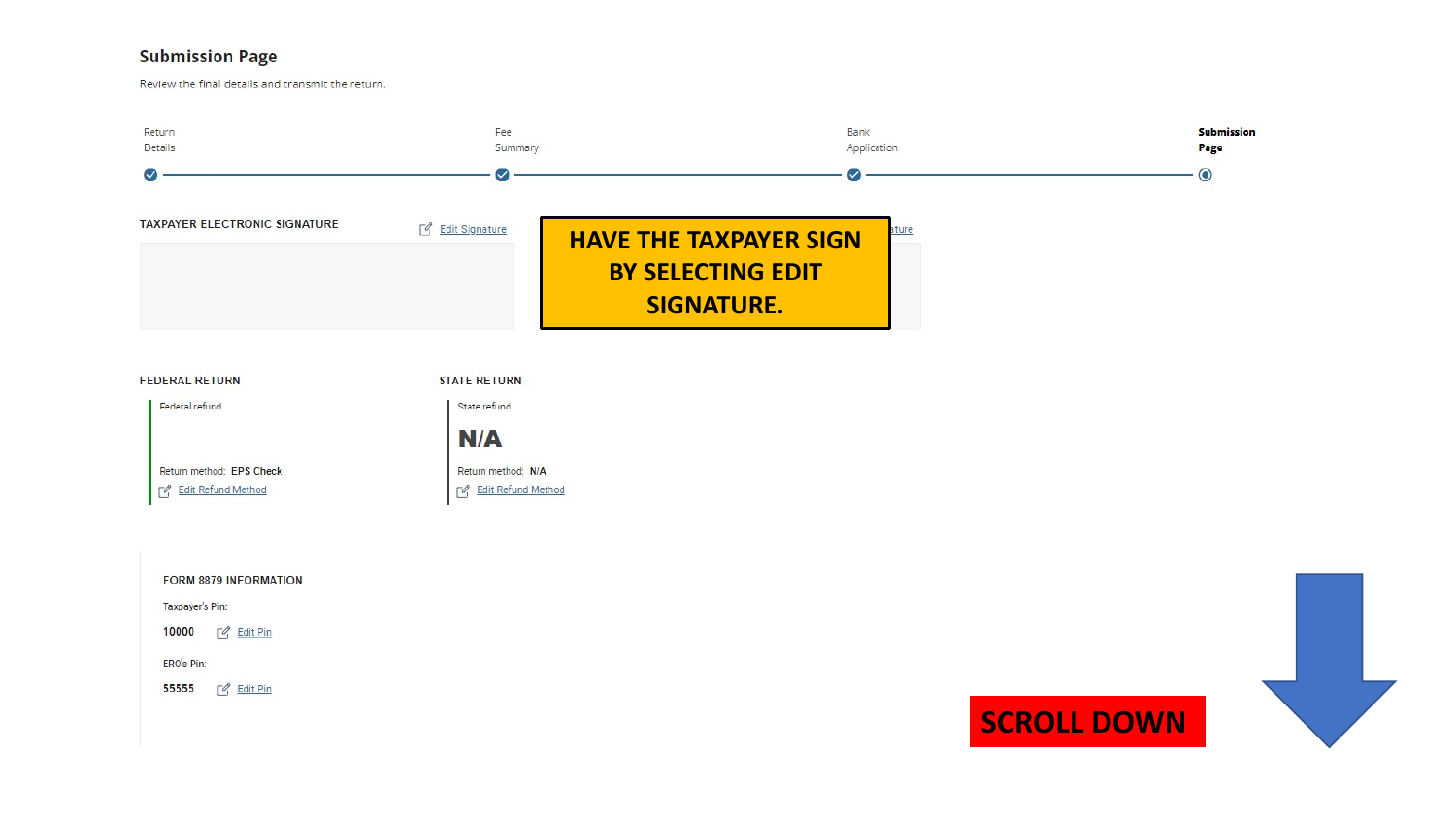## Submission Page

Review the final details and transmit the return.

Return Details — Fee Summary — Bank Application — **Submission Page**

TAXPAYER ELECTRONIC SIGNATURE

Edit Signature

**HAVE THE TAXPAYER SIGN BY SELECTING EDIT SIGNATURE.**

FEDERAL RETURN

Federal refund

Return method: EPS Check

Edit Refund Method

STATE RETURN

State refund

N/A

Return method: N/A

Edit Refund Method

FORM 8879 INFORMATION

Taxpayer's Pin:

10000 Edit Pin

ERO's Pin:

55555 Edit Pin

**SCROLL DOWN**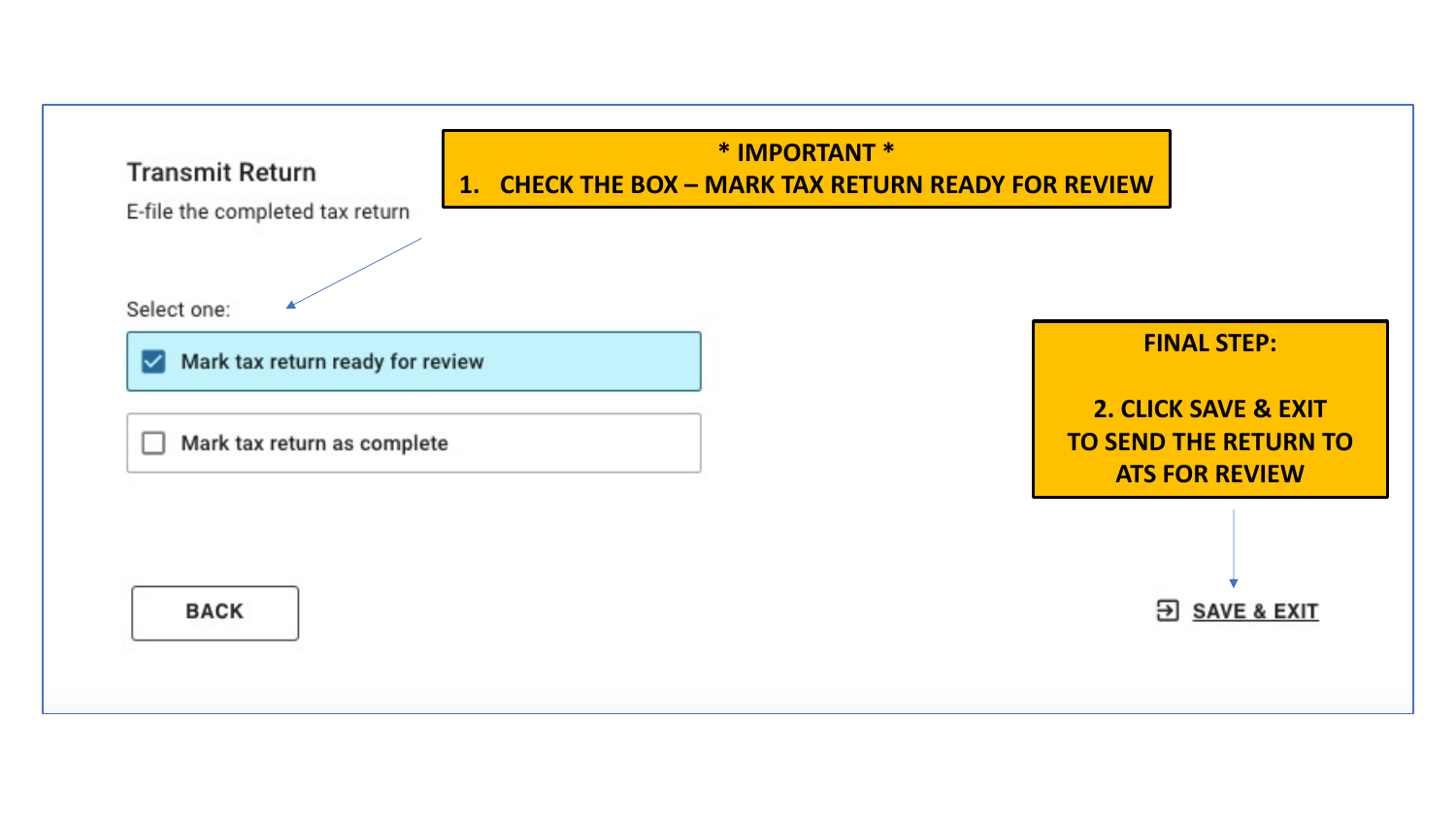## Transmit Return

E-file the completed tax return

**\* IMPORTANT \***

**1. CHECK THE BOX – MARK TAX RETURN READY FOR REVIEW**

Select one:

- [x] Mark tax return ready for review
- [ ] Mark tax return as complete

**FINAL STEP:**

**2. CLICK SAVE & EXIT TO SEND THE RETURN TO ATS FOR REVIEW**

BACK

SAVE & EXIT